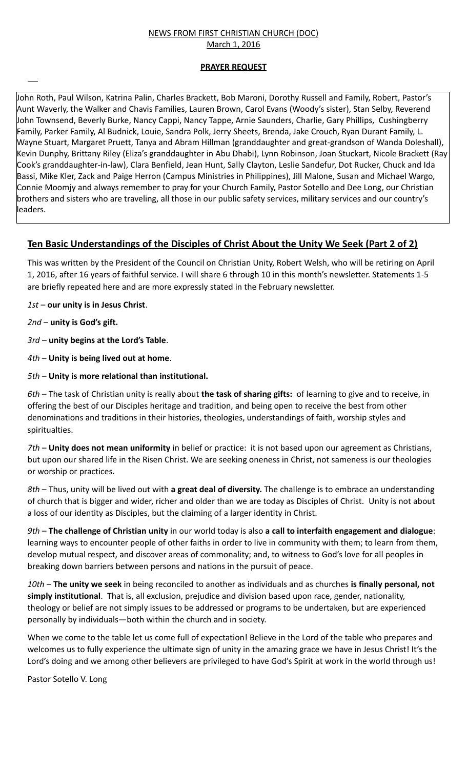NEWS FROM FIRST CHRISTIAN CHURCH (DOC)
March 1, 2016

**PRAYER REQUEST**

John Roth, Paul Wilson, Katrina Palin, Charles Brackett, Bob Maroni, Dorothy Russell and Family, Robert, Pastor's Aunt Waverly, the Walker and Chavis Families, Lauren Brown, Carol Evans (Woody's sister), Stan Selby, Reverend John Townsend, Beverly Burke, Nancy Cappi, Nancy Tappe, Arnie Saunders, Charlie, Gary Phillips, Cushingberry Family, Parker Family, Al Budnick, Louie, Sandra Polk, Jerry Sheets, Brenda, Jake Crouch, Ryan Durant Family, L. Wayne Stuart, Margaret Pruett, Tanya and Abram Hillman (granddaughter and great-grandson of Wanda Doleshall), Kevin Dunphy, Brittany Riley (Eliza's granddaughter in Abu Dhabi), Lynn Robinson, Joan Stuckart, Nicole Brackett (Ray Cook's granddaughter-in-law), Clara Benfield, Jean Hunt, Sally Clayton, Leslie Sandefur, Dot Rucker, Chuck and Ida Bassi, Mike Kler, Zack and Paige Herron (Campus Ministries in Philippines), Jill Malone, Susan and Michael Wargo, Connie Moomjy and always remember to pray for your Church Family, Pastor Sotello and Dee Long, our Christian brothers and sisters who are traveling, all those in our public safety services, military services and our country's leaders.

## Ten Basic Understandings of the Disciples of Christ About the Unity We Seek (Part 2 of 2)

This was written by the President of the Council on Christian Unity, Robert Welsh, who will be retiring on April 1, 2016, after 16 years of faithful service. I will share 6 through 10 in this month's newsletter. Statements 1-5 are briefly repeated here and are more expressly stated in the February newsletter.

*1st* – **our unity is in Jesus Christ**.

*2nd* – **unity is God's gift.**

*3rd* – **unity begins at the Lord's Table**.

*4th* – **Unity is being lived out at home**.

*5th* – **Unity is more relational than institutional.**

*6th* – The task of Christian unity is really about **the task of sharing gifts:** of learning to give and to receive, in offering the best of our Disciples heritage and tradition, and being open to receive the best from other denominations and traditions in their histories, theologies, understandings of faith, worship styles and spiritualties.

*7th* – **Unity does not mean uniformity** in belief or practice: it is not based upon our agreement as Christians, but upon our shared life in the Risen Christ. We are seeking oneness in Christ, not sameness is our theologies or worship or practices.

*8th* – Thus, unity will be lived out with **a great deal of diversity.** The challenge is to embrace an understanding of church that is bigger and wider, richer and older than we are today as Disciples of Christ. Unity is not about a loss of our identity as Disciples, but the claiming of a larger identity in Christ.

*9th* – **The challenge of Christian unity** in our world today is also **a call to interfaith engagement and dialogue**: learning ways to encounter people of other faiths in order to live in community with them; to learn from them, develop mutual respect, and discover areas of commonality; and, to witness to God's love for all peoples in breaking down barriers between persons and nations in the pursuit of peace.

*10th* – **The unity we seek** in being reconciled to another as individuals and as churches **is finally personal, not simply institutional**. That is, all exclusion, prejudice and division based upon race, gender, nationality, theology or belief are not simply issues to be addressed or programs to be undertaken, but are experienced personally by individuals—both within the church and in society.

When we come to the table let us come full of expectation! Believe in the Lord of the table who prepares and welcomes us to fully experience the ultimate sign of unity in the amazing grace we have in Jesus Christ! It's the Lord's doing and we among other believers are privileged to have God's Spirit at work in the world through us!

Pastor Sotello V. Long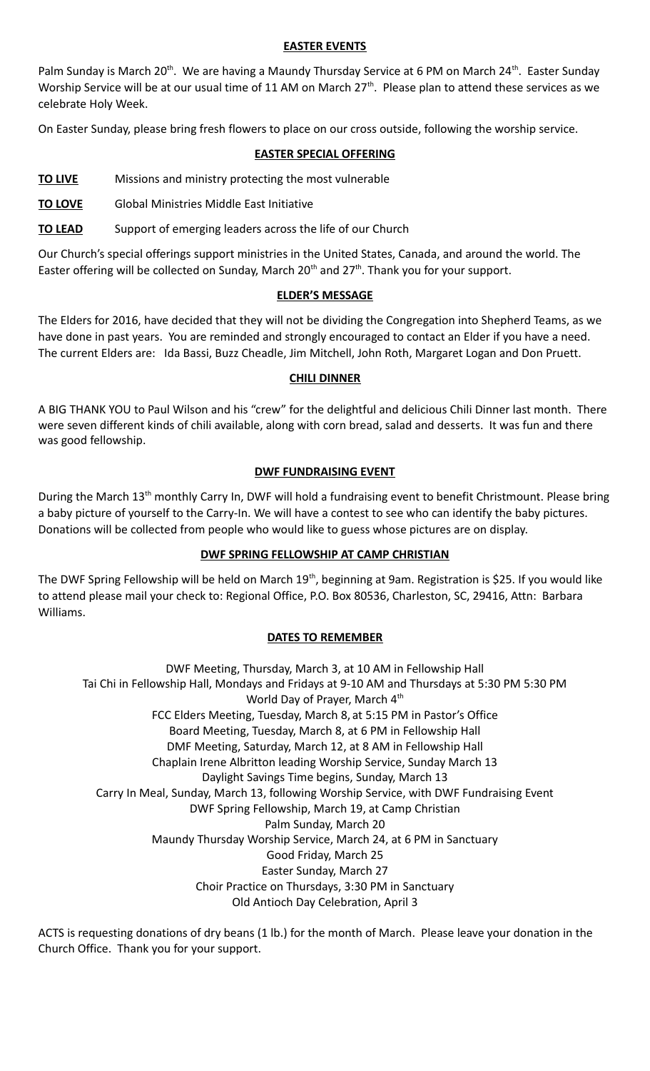## EASTER EVENTS

Palm Sunday is March 20th. We are having a Maundy Thursday Service at 6 PM on March 24th. Easter Sunday Worship Service will be at our usual time of 11 AM on March 27th. Please plan to attend these services as we celebrate Holy Week.

On Easter Sunday, please bring fresh flowers to place on our cross outside, following the worship service.

## EASTER SPECIAL OFFERING

**TO LIVE** Missions and ministry protecting the most vulnerable

**TO LOVE** Global Ministries Middle East Initiative

**TO LEAD** Support of emerging leaders across the life of our Church

Our Church's special offerings support ministries in the United States, Canada, and around the world. The Easter offering will be collected on Sunday, March 20th and 27th. Thank you for your support.

## ELDER'S MESSAGE

The Elders for 2016, have decided that they will not be dividing the Congregation into Shepherd Teams, as we have done in past years. You are reminded and strongly encouraged to contact an Elder if you have a need. The current Elders are: Ida Bassi, Buzz Cheadle, Jim Mitchell, John Roth, Margaret Logan and Don Pruett.

## CHILI DINNER

A BIG THANK YOU to Paul Wilson and his "crew" for the delightful and delicious Chili Dinner last month. There were seven different kinds of chili available, along with corn bread, salad and desserts. It was fun and there was good fellowship.

## DWF FUNDRAISING EVENT

During the March 13th monthly Carry In, DWF will hold a fundraising event to benefit Christmount. Please bring a baby picture of yourself to the Carry-In. We will have a contest to see who can identify the baby pictures. Donations will be collected from people who would like to guess whose pictures are on display.

## DWF SPRING FELLOWSHIP AT CAMP CHRISTIAN

The DWF Spring Fellowship will be held on March 19th, beginning at 9am. Registration is $25. If you would like to attend please mail your check to: Regional Office, P.O. Box 80536, Charleston, SC, 29416, Attn: Barbara Williams.

## DATES TO REMEMBER

DWF Meeting, Thursday, March 3, at 10 AM in Fellowship Hall
Tai Chi in Fellowship Hall, Mondays and Fridays at 9-10 AM and Thursdays at 5:30 PM 5:30 PM
World Day of Prayer, March 4th
FCC Elders Meeting, Tuesday, March 8, at 5:15 PM in Pastor's Office
Board Meeting, Tuesday, March 8, at 6 PM in Fellowship Hall
DMF Meeting, Saturday, March 12, at 8 AM in Fellowship Hall
Chaplain Irene Albritton leading Worship Service, Sunday March 13
Daylight Savings Time begins, Sunday, March 13
Carry In Meal, Sunday, March 13, following Worship Service, with DWF Fundraising Event
DWF Spring Fellowship, March 19, at Camp Christian
Palm Sunday, March 20
Maundy Thursday Worship Service, March 24, at 6 PM in Sanctuary
Good Friday, March 25
Easter Sunday, March 27
Choir Practice on Thursdays, 3:30 PM in Sanctuary
Old Antioch Day Celebration, April 3

ACTS is requesting donations of dry beans (1 lb.) for the month of March. Please leave your donation in the Church Office. Thank you for your support.